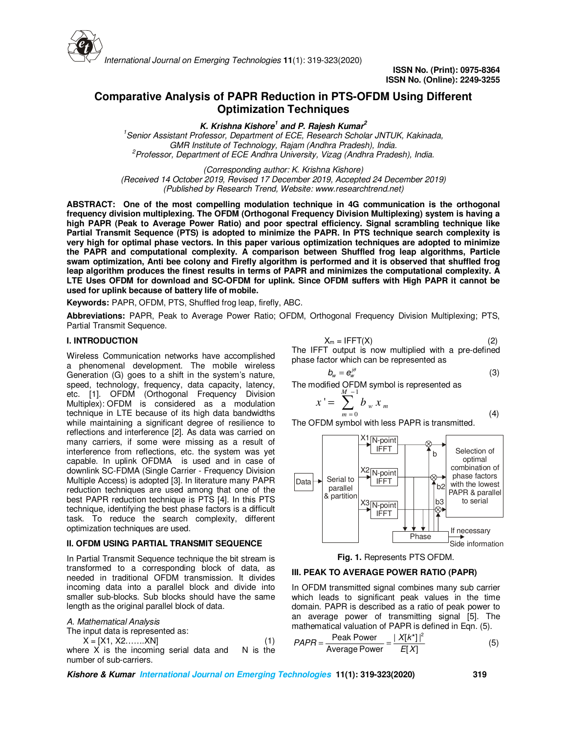ISSN No. (Print): 0975-8364
ISSN No. (Online): 2249-3255

# Comparative Analysis of PAPR Reduction in PTS-OFDM Using Different Optimization Techniques

***K. Krishna Kishore*[1] *and P. Rajesh Kumar*[2]**

*[1]Senior Assistant Professor, Department of ECE, Research Scholar JNTUK, Kakinada, GMR Institute of Technology, Rajam (Andhra Pradesh), India.*
*[2]Professor, Department of ECE Andhra University, Vizag (Andhra Pradesh), India.*

*(Corresponding author: K. Krishna Kishore)*
*(Received 14 October 2019, Revised 17 December 2019, Accepted 24 December 2019)*
*(Published by Research Trend, Website: www.researchtrend.net)*

**ABSTRACT: One of the most compelling modulation technique in 4G communication is the orthogonal frequency division multiplexing. The OFDM (Orthogonal Frequency Division Multiplexing) system is having a high PAPR (Peak to Average Power Ratio) and poor spectral efficiency. Signal scrambling technique like Partial Transmit Sequence (PTS) is adopted to minimize the PAPR. In PTS technique search complexity is very high for optimal phase vectors. In this paper various optimization techniques are adopted to minimize the PAPR and computational complexity. A comparison between Shuffled frog leap algorithms, Particle swam optimization, Anti bee colony and Firefly algorithm is performed and it is observed that shuffled frog leap algorithm produces the finest results in terms of PAPR and minimizes the computational complexity. A LTE Uses OFDM for download and SC-OFDM for uplink. Since OFDM suffers with High PAPR it cannot be used for uplink because of battery life of mobile.**

**Keywords:** PAPR, OFDM, PTS, Shuffled frog leap, firefly, ABC.

**Abbreviations:** PAPR, Peak to Average Power Ratio; OFDM, Orthogonal Frequency Division Multiplexing; PTS, Partial Transmit Sequence.

## I. INTRODUCTION

Wireless Communication networks have accomplished a phenomenal development. The mobile wireless Generation (G) goes to a shift in the system's nature, speed, technology, frequency, data capacity, latency, etc. [1]. OFDM (Orthogonal Frequency Division Multiplex): OFDM is considered as a modulation technique in LTE because of its high data bandwidths while maintaining a significant degree of resilience to reflections and interference [2]. As data was carried on many carriers, if some were missing as a result of interference from reflections, etc. the system was yet capable. In uplink OFDMA is used and in case of downlink SC-FDMA (Single Carrier - Frequency Division Multiple Access) is adopted [3]. In literature many PAPR reduction techniques are used among that one of the best PAPR reduction technique is PTS [4]. In this PTS technique, identifying the best phase factors is a difficult task. To reduce the search complexity, different optimization techniques are used.

## II. OFDM USING PARTIAL TRANSMIT SEQUENCE

In Partial Transmit Sequence technique the bit stream is transformed to a corresponding block of data, as needed in traditional OFDM transmission. It divides incoming data into a parallel block and divide into smaller sub-blocks. Sub blocks should have the same length as the original parallel block of data.

*A. Mathematical Analysis*

The input data is represented as:

$$X = [X1, X2.......XN] \quad (1)$$

where X is the incoming serial data and N is the number of sub-carriers.

$$X_m = \text{IFFT}(X) \quad (2)$$

The IFFT output is now multiplied with a pre-defined phase factor which can be represented as

$$b_w = e_w^{j\theta} \quad (3)$$

The modified OFDM symbol is represented as

$$x' = \sum_{m=0}^{M-1} b_w x_m \quad (4)$$

The OFDM symbol with less PAPR is transmitted.

**Fig. 1.** Represents PTS OFDM.

## III. PEAK TO AVERAGE POWER RATIO (PAPR)

In OFDM transmitted signal combines many sub carrier which leads to significant peak values in the time domain. PAPR is described as a ratio of peak power to an average power of transmitting signal [5]. The mathematical valuation of PAPR is defined in Eqn. (5).

$$PAPR = \frac{\text{Peak Power}}{\text{Average Power}} = \frac{|X[k^*]|^2}{E[X]} \quad (5)$$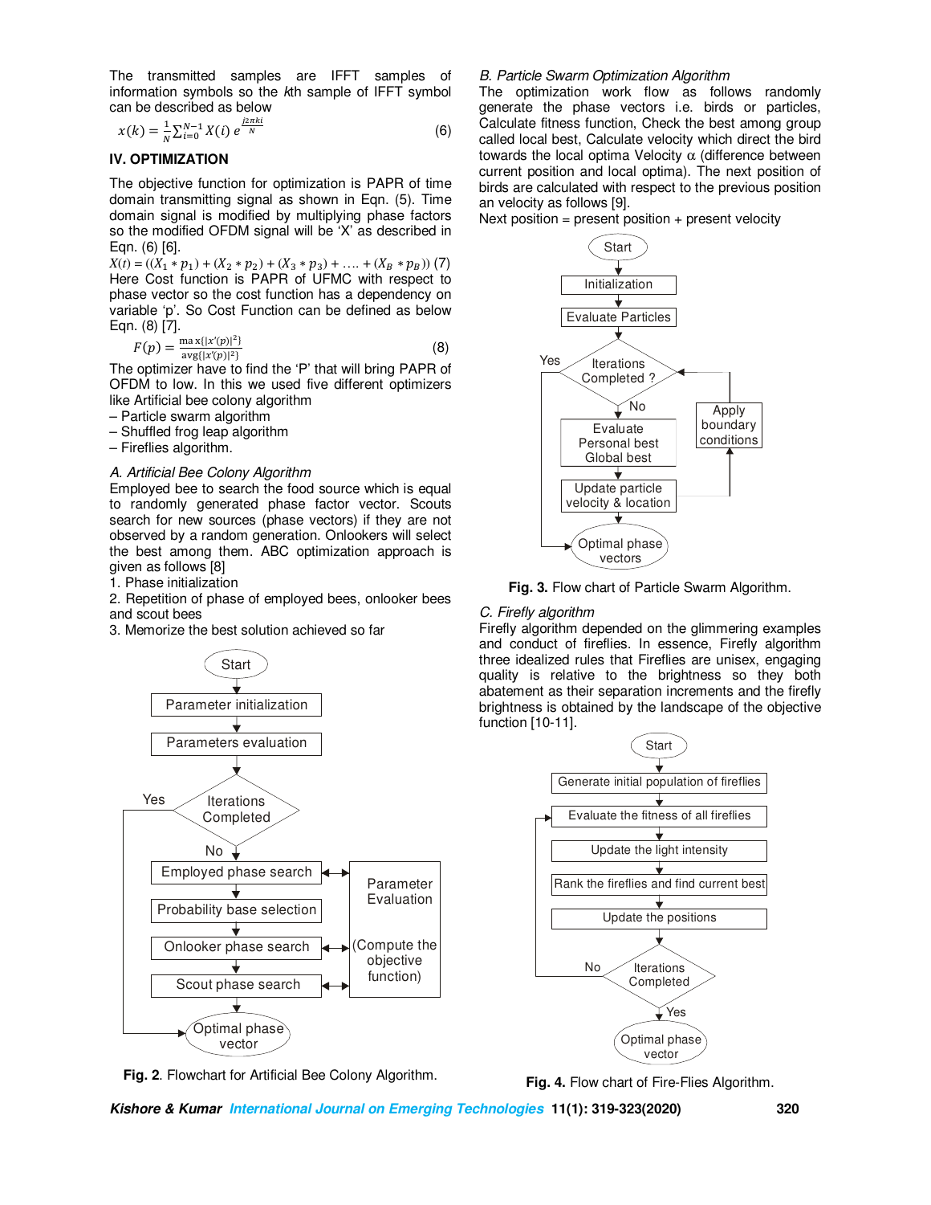The transmitted samples are IFFT samples of information symbols so the *k*th sample of IFFT symbol can be described as below

$$x(k) = \frac{1}{N}\sum_{i=0}^{N-1} X(i)\, e^{\frac{j2\pi ki}{N}} \quad (6)$$

## IV. OPTIMIZATION

The objective function for optimization is PAPR of time domain transmitting signal as shown in Eqn. (5). Time domain signal is modified by multiplying phase factors so the modified OFDM signal will be 'X' as described in Eqn. (6) [6].

$$X(t) = ((X_1 * p_1) + (X_2 * p_2) + (X_3 * p_3) + \ldots. + (X_B * p_B)) \quad (7)$$

Here Cost function is PAPR of UFMC with respect to phase vector so the cost function has a dependency on variable 'p'. So Cost Function can be defined as below Eqn. (8) [7].

$$F(p) = \frac{\max\{|x'(p)|^2\}}{\mathrm{avg}\{|x'(p)|^2\}} \quad (8)$$

The optimizer have to find the 'P' that will bring PAPR of OFDM to low. In this we used five different optimizers like Artificial bee colony algorithm
– Particle swarm algorithm
– Shuffled frog leap algorithm
– Fireflies algorithm.

### *A. Artificial Bee Colony Algorithm*

Employed bee to search the food source which is equal to randomly generated phase factor vector. Scouts search for new sources (phase vectors) if they are not observed by a random generation. Onlookers will select the best among them. ABC optimization approach is given as follows [8]

1. Phase initialization
2. Repetition of phase of employed bees, onlooker bees and scout bees
3. Memorize the best solution achieved so far

**Fig. 2**. Flowchart for Artificial Bee Colony Algorithm.

### *B. Particle Swarm Optimization Algorithm*

The optimization work flow as follows randomly generate the phase vectors i.e. birds or particles, Calculate fitness function, Check the best among group called local best, Calculate velocity which direct the bird towards the local optima Velocity α (difference between current position and local optima). The next position of birds are calculated with respect to the previous position an velocity as follows [9].

Next position = present position + present velocity

**Fig. 3.** Flow chart of Particle Swarm Algorithm.

### *C. Firefly algorithm*

Firefly algorithm depended on the glimmering examples and conduct of fireflies. In essence, Firefly algorithm three idealized rules that Fireflies are unisex, engaging quality is relative to the brightness so they both abatement as their separation increments and the firefly brightness is obtained by the landscape of the objective function [10-11].

**Fig. 4.** Flow chart of Fire-Flies Algorithm.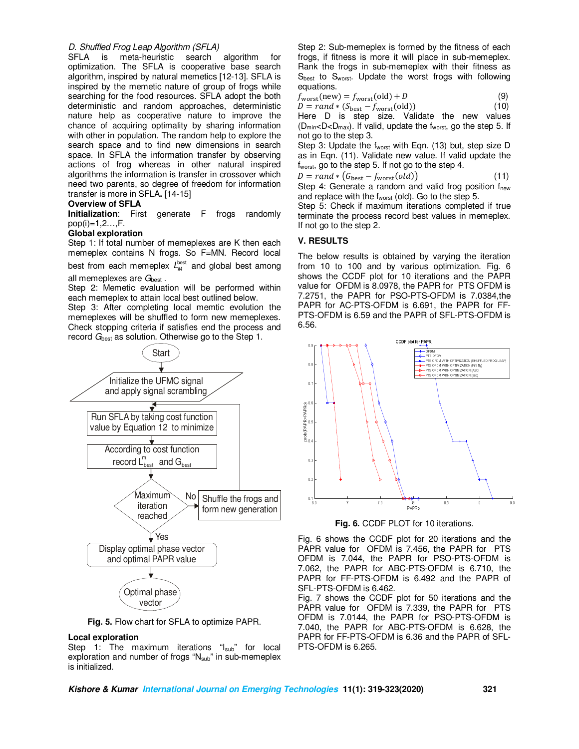*D. Shuffled Frog Leap Algorithm (SFLA)*

SFLA is meta-heuristic search algorithm for optimization. The SFLA is cooperative base search algorithm, inspired by natural memetics [12-13]. SFLA is inspired by the memetic nature of group of frogs while searching for the food resources. SFLA adopt the both deterministic and random approaches, deterministic nature help as cooperative nature to improve the chance of acquiring optimality by sharing information with other in population. The random help to explore the search space and to find new dimensions in search space. In SFLA the information transfer by observing actions of frog whereas in other natural inspired algorithms the information is transfer in crossover which need two parents, so degree of freedom for information transfer is more in SFLA. [14-15]

**Overview of SFLA**

**Initialization**: First generate F frogs randomly pop(i)=1,2…,F.

**Global exploration**

Step 1: If total number of memeplexes are K then each memeplex contains N frogs. So F=MN. Record local best from each memeplex $L_M^{best}$ and global best among all memeplexes are $G_{best}$.

Step 2: Memetic evaluation will be performed within each memeplex to attain local best outlined below.

Step 3: After completing local memtic evolution the memeplexes will be shuffled to form new memeplexes. Check stopping criteria if satisfies end the process and record $G_{best}$ as solution. Otherwise go to the Step 1.

Fig. 5. Flow chart for SFLA to optimize PAPR.

**Local exploration**

Step 1: The maximum iterations "$I_{sub}$" for local exploration and number of frogs "$N_{sub}$" in sub-memeplex is initialized.

Step 2: Sub-memeplex is formed by the fitness of each frogs, if fitness is more it will place in sub-memeplex. Rank the frogs in sub-memeplex with their fitness as $S_{best}$ to $S_{worst}$. Update the worst frogs with following equations.

$$f_{worst}(\text{new}) = f_{worst}(\text{old}) + D \tag{9}$$

$$D = rand * (S_{best} - f_{worst}(\text{old})) \tag{10}$$

Here D is step size. Validate the new values ($D_{min}$<D<$D_{max}$). If valid, update the $f_{worst}$, go the step 5. If not go to the step 3.

Step 3: Update the $f_{worst}$ with Eqn. (13) but, step size D as in Eqn. (11). Validate new value. If valid update the $f_{worst}$, go to the step 5. If not go to the step 4.

$$D = rand * \left(G_{best} - f_{worst}(old)\right) \tag{11}$$

Step 4: Generate a random and valid frog position $f_{new}$ and replace with the $f_{worst}$ (old). Go to the step 5.

Step 5: Check if maximum iterations completed if true terminate the process record best values in memeplex. If not go to the step 2.

## V. RESULTS

The below results is obtained by varying the iteration from 10 to 100 and by various optimization. Fig. 6 shows the CCDF plot for 10 iterations and the PAPR value for OFDM is 8.0978, the PAPR for PTS OFDM is 7.2751, the PAPR for PSO-PTS-OFDM is 7.0384,the PAPR for AC-PTS-OFDM is 6.691, the PAPR for FF-PTS-OFDM is 6.59 and the PAPR of SFL-PTS-OFDM is 6.56.

**Fig. 6.** CCDF PLOT for 10 iterations.

Fig. 6 shows the CCDF plot for 20 iterations and the PAPR value for OFDM is 7.456, the PAPR for PTS OFDM is 7.044, the PAPR for PSO-PTS-OFDM is 7.062, the PAPR for ABC-PTS-OFDM is 6.710, the PAPR for FF-PTS-OFDM is 6.492 and the PAPR of SFL-PTS-OFDM is 6.462.

Fig. 7 shows the CCDF plot for 50 iterations and the PAPR value for OFDM is 7.339, the PAPR for PTS OFDM is 7.0144, the PAPR for PSO-PTS-OFDM is 7.040, the PAPR for ABC-PTS-OFDM is 6.628, the PAPR for FF-PTS-OFDM is 6.36 and the PAPR of SFL-PTS-OFDM is 6.265.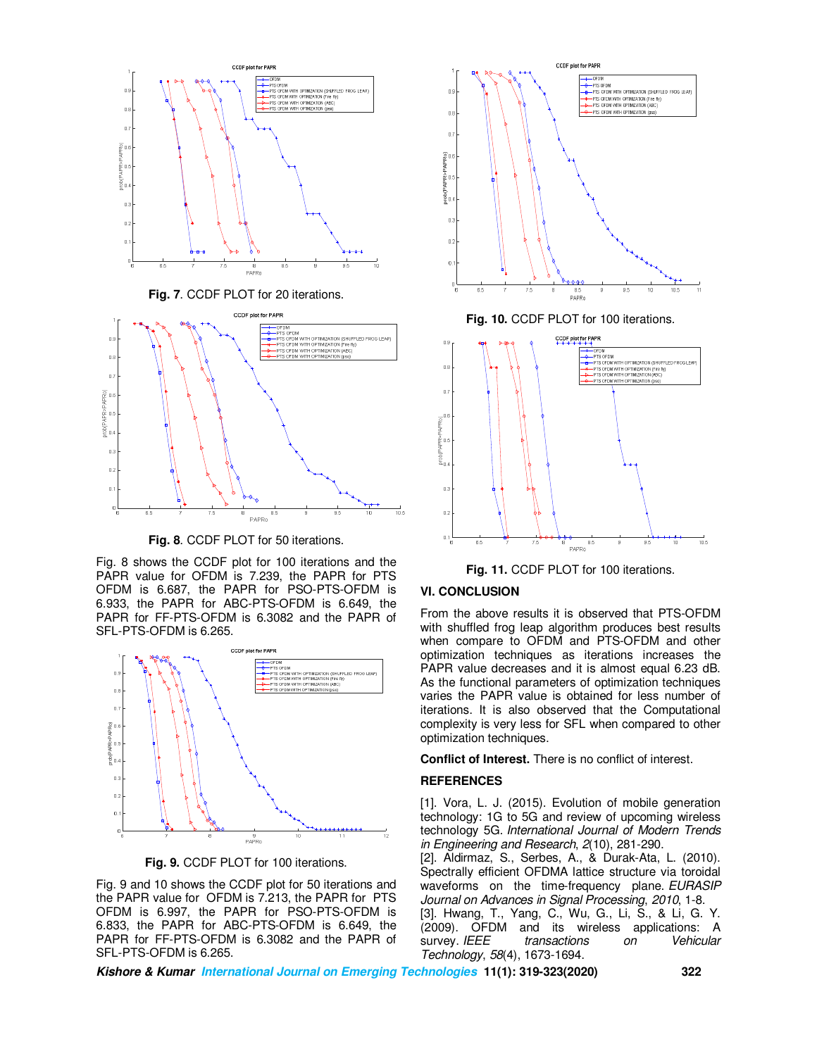Fig. 7. CCDF PLOT for 20 iterations.

Fig. 8. CCDF PLOT for 50 iterations.

Fig. 8 shows the CCDF plot for 100 iterations and the PAPR value for OFDM is 7.239, the PAPR for PTS OFDM is 6.687, the PAPR for PSO-PTS-OFDM is 6.933, the PAPR for ABC-PTS-OFDM is 6.649, the PAPR for FF-PTS-OFDM is 6.3082 and the PAPR of SFL-PTS-OFDM is 6.265.

Fig. 9. CCDF PLOT for 100 iterations.

Fig. 9 and 10 shows the CCDF plot for 50 iterations and the PAPR value for OFDM is 7.213, the PAPR for PTS OFDM is 6.997, the PAPR for PSO-PTS-OFDM is 6.833, the PAPR for ABC-PTS-OFDM is 6.649, the PAPR for FF-PTS-OFDM is 6.3082 and the PAPR of SFL-PTS-OFDM is 6.265.

Fig. 10. CCDF PLOT for 100 iterations.

Fig. 11. CCDF PLOT for 100 iterations.

## VI. CONCLUSION

From the above results it is observed that PTS-OFDM with shuffled frog leap algorithm produces best results when compare to OFDM and PTS-OFDM and other optimization techniques as iterations increases the PAPR value decreases and it is almost equal 6.23 dB. As the functional parameters of optimization techniques varies the PAPR value is obtained for less number of iterations. It is also observed that the Computational complexity is very less for SFL when compared to other optimization techniques.

**Conflict of Interest.** There is no conflict of interest.

## REFERENCES

[1]. Vora, L. J. (2015). Evolution of mobile generation technology: 1G to 5G and review of upcoming wireless technology 5G. *International Journal of Modern Trends in Engineering and Research*, *2*(10), 281-290.

[2]. Aldirmaz, S., Serbes, A., & Durak-Ata, L. (2010). Spectrally efficient OFDMA lattice structure via toroidal waveforms on the time-frequency plane. *EURASIP Journal on Advances in Signal Processing*, *2010*, 1-8.

[3]. Hwang, T., Yang, C., Wu, G., Li, S., & Li, G. Y. (2009). OFDM and its wireless applications: A survey. *IEEE transactions on Vehicular Technology*, *58*(4), 1673-1694.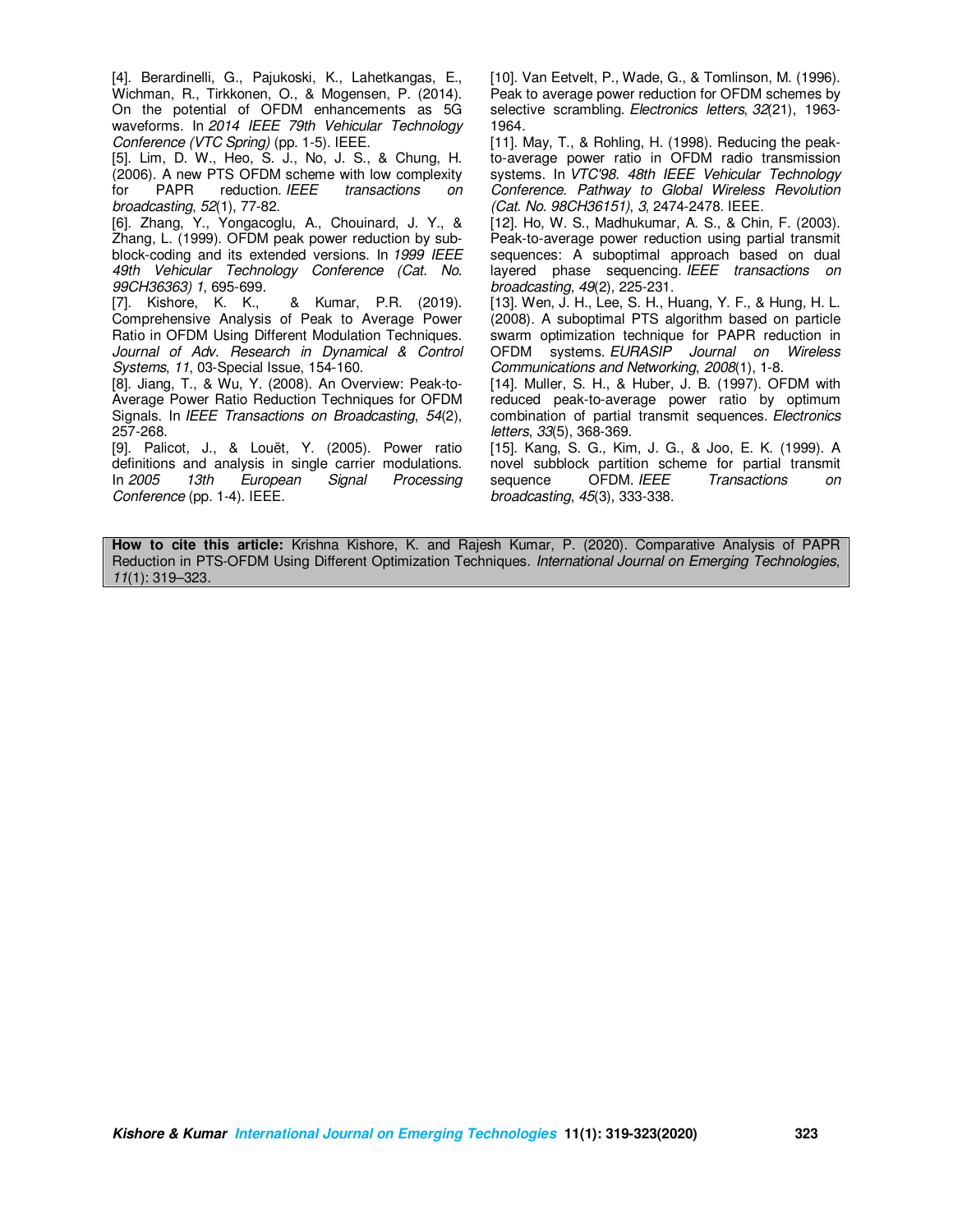[4]. Berardinelli, G., Pajukoski, K., Lahetkangas, E., Wichman, R., Tirkkonen, O., & Mogensen, P. (2014). On the potential of OFDM enhancements as 5G waveforms. In *2014 IEEE 79th Vehicular Technology Conference (VTC Spring)* (pp. 1-5). IEEE.

[5]. Lim, D. W., Heo, S. J., No, J. S., & Chung, H. (2006). A new PTS OFDM scheme with low complexity for PAPR reduction. *IEEE transactions on broadcasting*, *52*(1), 77-82.

[6]. Zhang, Y., Yongacoglu, A., Chouinard, J. Y., & Zhang, L. (1999). OFDM peak power reduction by sub-block-coding and its extended versions. In *1999 IEEE 49th Vehicular Technology Conference (Cat. No. 99CH36363) 1*, 695-699.

[7]. Kishore, K. K., & Kumar, P.R. (2019). Comprehensive Analysis of Peak to Average Power Ratio in OFDM Using Different Modulation Techniques. *Journal of Adv. Research in Dynamical & Control Systems*, *11*, 03-Special Issue, 154-160.

[8]. Jiang, T., & Wu, Y. (2008). An Overview: Peak-to-Average Power Ratio Reduction Techniques for OFDM Signals. In *IEEE Transactions on Broadcasting*, *54*(2), 257-268.

[9]. Palicot, J., & Louët, Y. (2005). Power ratio definitions and analysis in single carrier modulations. In *2005 13th European Signal Processing Conference* (pp. 1-4). IEEE.

[10]. Van Eetvelt, P., Wade, G., & Tomlinson, M. (1996). Peak to average power reduction for OFDM schemes by selective scrambling. *Electronics letters*, *32*(21), 1963-1964.

[11]. May, T., & Rohling, H. (1998). Reducing the peak-to-average power ratio in OFDM radio transmission systems. In *VTC'98. 48th IEEE Vehicular Technology Conference. Pathway to Global Wireless Revolution (Cat. No. 98CH36151)*, *3*, 2474-2478. IEEE.

[12]. Ho, W. S., Madhukumar, A. S., & Chin, F. (2003). Peak-to-average power reduction using partial transmit sequences: A suboptimal approach based on dual layered phase sequencing. *IEEE transactions on broadcasting*, *49*(2), 225-231.

[13]. Wen, J. H., Lee, S. H., Huang, Y. F., & Hung, H. L. (2008). A suboptimal PTS algorithm based on particle swarm optimization technique for PAPR reduction in OFDM systems. *EURASIP Journal on Wireless Communications and Networking*, *2008*(1), 1-8.

[14]. Muller, S. H., & Huber, J. B. (1997). OFDM with reduced peak-to-average power ratio by optimum combination of partial transmit sequences. *Electronics letters*, *33*(5), 368-369.

[15]. Kang, S. G., Kim, J. G., & Joo, E. K. (1999). A novel subblock partition scheme for partial transmit sequence OFDM. *IEEE Transactions on broadcasting*, *45*(3), 333-338.

**How to cite this article:** Krishna Kishore, K. and Rajesh Kumar, P. (2020). Comparative Analysis of PAPR Reduction in PTS-OFDM Using Different Optimization Techniques. *International Journal on Emerging Technologies*, *11*(1): 319–323.